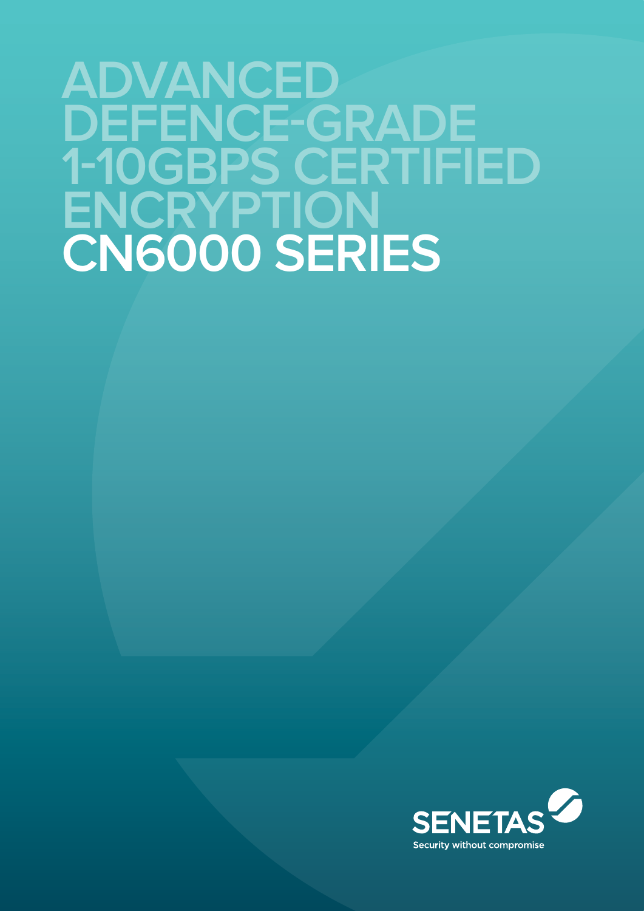# ADVANCED DEFENCE-GRADE 1-10GBPS CERTIFIED ENCRYPTION
# CN6000 SERIES

SENETAS

Security without compromise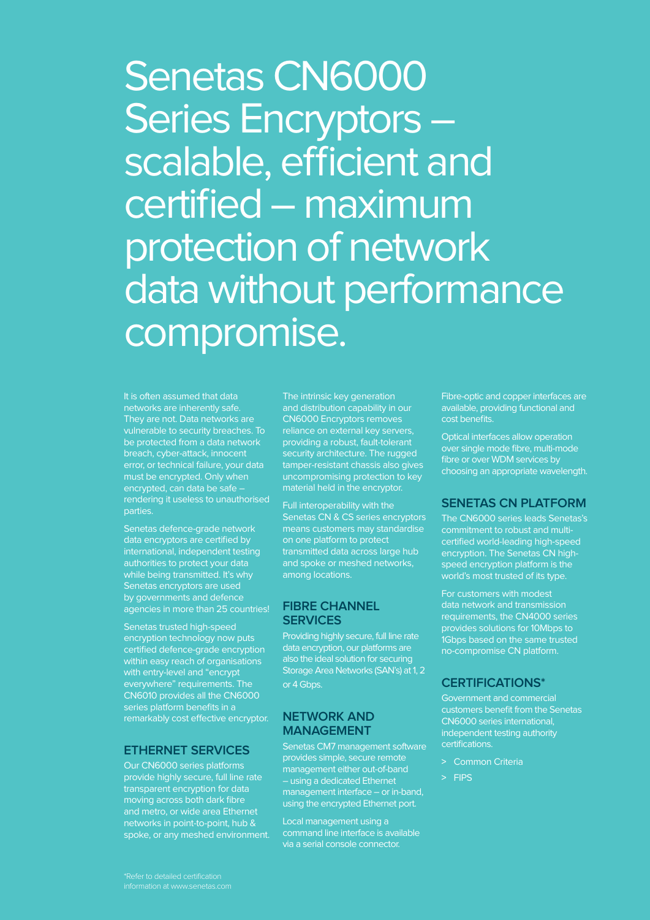# Senetas CN6000 Series Encryptors – scalable, efficient and certified – maximum protection of network data without performance compromise.

It is often assumed that data networks are inherently safe. They are not. Data networks are vulnerable to security breaches. To be protected from a data network breach, cyber-attack, innocent error, or technical failure, your data must be encrypted. Only when encrypted, can data be safe – rendering it useless to unauthorised parties.

Senetas defence-grade network data encryptors are certified by international, independent testing authorities to protect your data while being transmitted. It's why Senetas encryptors are used by governments and defence agencies in more than 25 countries!

Senetas trusted high-speed encryption technology now puts certified defence-grade encryption within easy reach of organisations with entry-level and "encrypt everywhere" requirements. The CN6010 provides all the CN6000 series platform benefits in a remarkably cost effective encryptor.

## ETHERNET SERVICES

Our CN6000 series platforms provide highly secure, full line rate transparent encryption for data moving across both dark fibre and metro, or wide area Ethernet networks in point-to-point, hub & spoke, or any meshed environment.

The intrinsic key generation and distribution capability in our CN6000 Encryptors removes reliance on external key servers, providing a robust, fault-tolerant security architecture. The rugged tamper-resistant chassis also gives uncompromising protection to key material held in the encryptor.

Full interoperability with the Senetas CN & CS series encryptors means customers may standardise on one platform to protect transmitted data across large hub and spoke or meshed networks, among locations.

## FIBRE CHANNEL SERVICES

Providing highly secure, full line rate data encryption, our platforms are also the ideal solution for securing Storage Area Networks (SAN's) at 1, 2 or 4 Gbps.

## NETWORK AND MANAGEMENT

Senetas CM7 management software provides simple, secure remote management either out-of-band – using a dedicated Ethernet management interface – or in-band, using the encrypted Ethernet port.

Local management using a command line interface is available via a serial console connector.

Fibre-optic and copper interfaces are available, providing functional and cost benefits.

Optical interfaces allow operation over single mode fibre, multi-mode fibre or over WDM services by choosing an appropriate wavelength.

## SENETAS CN PLATFORM

The CN6000 series leads Senetas's commitment to robust and multi-certified world-leading high-speed encryption. The Senetas CN high-speed encryption platform is the world's most trusted of its type.

For customers with modest data network and transmission requirements, the CN4000 series provides solutions for 10Mbps to 1Gbps based on the same trusted no-compromise CN platform.

## CERTIFICATIONS*

Government and commercial customers benefit from the Senetas CN6000 series international, independent testing authority certifications.

- Common Criteria
- FIPS

*Refer to detailed certification information at www.senetas.com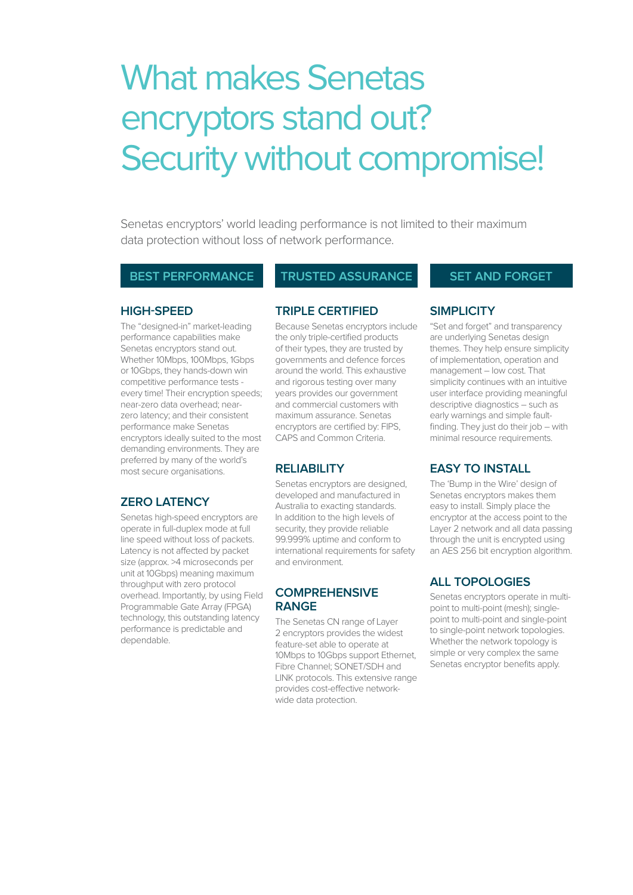# What makes Senetas encryptors stand out? Security without compromise!

Senetas encryptors' world leading performance is not limited to their maximum data protection without loss of network performance.

## BEST PERFORMANCE

### HIGH-SPEED

The "designed-in" market-leading performance capabilities make Senetas encryptors stand out. Whether 10Mbps, 100Mbps, 1Gbps or 10Gbps, they hands-down win competitive performance tests - every time! Their encryption speeds; near-zero data overhead; near-zero latency; and their consistent performance make Senetas encryptors ideally suited to the most demanding environments. They are preferred by many of the world's most secure organisations.

### ZERO LATENCY

Senetas high-speed encryptors are operate in full-duplex mode at full line speed without loss of packets. Latency is not affected by packet size (approx. >4 microseconds per unit at 10Gbps) meaning maximum throughput with zero protocol overhead. Importantly, by using Field Programmable Gate Array (FPGA) technology, this outstanding latency performance is predictable and dependable.

## TRUSTED ASSURANCE

### TRIPLE CERTIFIED

Because Senetas encryptors include the only triple-certified products of their types, they are trusted by governments and defence forces around the world. This exhaustive and rigorous testing over many years provides our government and commercial customers with maximum assurance. Senetas encryptors are certified by: FIPS, CAPS and Common Criteria.

### RELIABILITY

Senetas encryptors are designed, developed and manufactured in Australia to exacting standards. In addition to the high levels of security, they provide reliable 99.999% uptime and conform to international requirements for safety and environment.

### COMPREHENSIVE RANGE

The Senetas CN range of Layer 2 encryptors provides the widest feature-set able to operate at 10Mbps to 10Gbps support Ethernet, Fibre Channel; SONET/SDH and LINK protocols. This extensive range provides cost-effective network-wide data protection.

## SET AND FORGET

### SIMPLICITY

"Set and forget" and transparency are underlying Senetas design themes. They help ensure simplicity of implementation, operation and management – low cost. That simplicity continues with an intuitive user interface providing meaningful descriptive diagnostics – such as early warnings and simple fault-finding. They just do their job – with minimal resource requirements.

### EASY TO INSTALL

The 'Bump in the Wire' design of Senetas encryptors makes them easy to install. Simply place the encryptor at the access point to the Layer 2 network and all data passing through the unit is encrypted using an AES 256 bit encryption algorithm.

### ALL TOPOLOGIES

Senetas encryptors operate in multi-point to multi-point (mesh); single-point to multi-point and single-point to single-point network topologies. Whether the network topology is simple or very complex the same Senetas encryptor benefits apply.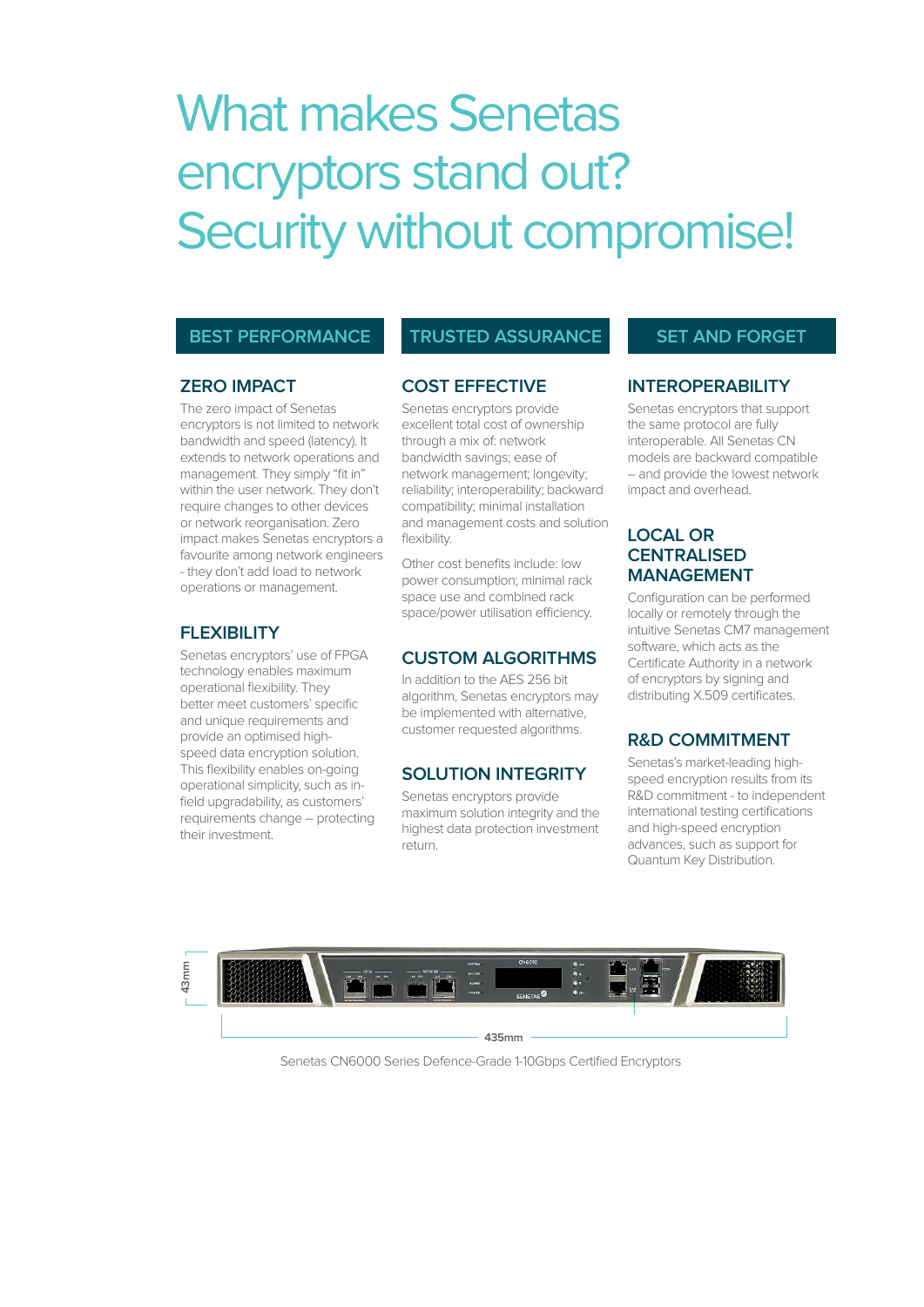# What makes Senetas encryptors stand out? Security without compromise!

## BEST PERFORMANCE

### ZERO IMPACT

The zero impact of Senetas encryptors is not limited to network bandwidth and speed (latency). It extends to network operations and management. They simply "fit in" within the user network. They don't require changes to other devices or network reorganisation. Zero impact makes Senetas encryptors a favourite among network engineers - they don't add load to network operations or management.

### FLEXIBILITY

Senetas encryptors' use of FPGA technology enables maximum operational flexibility. They better meet customers' specific and unique requirements and provide an optimised high-speed data encryption solution. This flexibility enables on-going operational simplicity, such as in-field upgradability, as customers' requirements change – protecting their investment.

## TRUSTED ASSURANCE

### COST EFFECTIVE

Senetas encryptors provide excellent total cost of ownership through a mix of: network bandwidth savings; ease of network management; longevity; reliability; interoperability; backward compatibility; minimal installation and management costs and solution flexibility.

Other cost benefits include: low power consumption; minimal rack space use and combined rack space/power utilisation efficiency.

### CUSTOM ALGORITHMS

In addition to the AES 256 bit algorithm, Senetas encryptors may be implemented with alternative, customer requested algorithms.

### SOLUTION INTEGRITY

Senetas encryptors provide maximum solution integrity and the highest data protection investment return.

## SET AND FORGET

### INTEROPERABILITY

Senetas encryptors that support the same protocol are fully interoperable. All Senetas CN models are backward compatible – and provide the lowest network impact and overhead.

### LOCAL OR CENTRALISED MANAGEMENT

Configuration can be performed locally or remotely through the intuitive Senetas CM7 management software, which acts as the Certificate Authority in a network of encryptors by signing and distributing X.509 certificates.

### R&D COMMITMENT

Senetas's market-leading high-speed encryption results from its R&D commitment - to independent international testing certifications and high-speed encryption advances, such as support for Quantum Key Distribution.

43mm

435mm

Senetas CN6000 Series Defence-Grade 1-10Gbps Certified Encryptors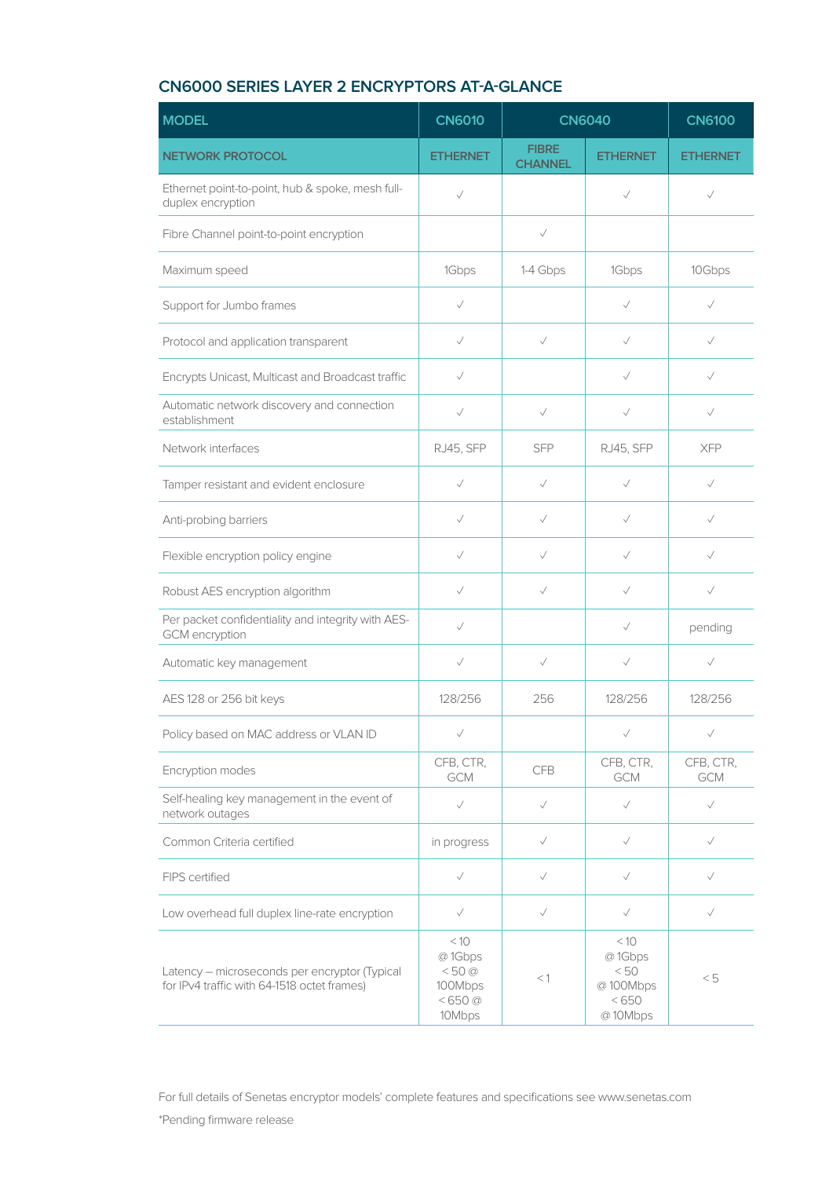## CN6000 SERIES LAYER 2 ENCRYPTORS AT-A-GLANCE

| MODEL | CN6010 | CN6040 | | CN6100 |
|---|---|---|---|---|
| NETWORK PROTOCOL | ETHERNET | FIBRE CHANNEL | ETHERNET | ETHERNET |
| Ethernet point-to-point, hub & spoke, mesh full-duplex encryption | ✓ | | ✓ | ✓ |
| Fibre Channel point-to-point encryption | | ✓ | | |
| Maximum speed | 1Gbps | 1-4 Gbps | 1Gbps | 10Gbps |
| Support for Jumbo frames | ✓ | | ✓ | ✓ |
| Protocol and application transparent | ✓ | ✓ | ✓ | ✓ |
| Encrypts Unicast, Multicast and Broadcast traffic | ✓ | | ✓ | ✓ |
| Automatic network discovery and connection establishment | ✓ | ✓ | ✓ | ✓ |
| Network interfaces | RJ45, SFP | SFP | RJ45, SFP | XFP |
| Tamper resistant and evident enclosure | ✓ | ✓ | ✓ | ✓ |
| Anti-probing barriers | ✓ | ✓ | ✓ | ✓ |
| Flexible encryption policy engine | ✓ | ✓ | ✓ | ✓ |
| Robust AES encryption algorithm | ✓ | ✓ | ✓ | ✓ |
| Per packet confidentiality and integrity with AES-GCM encryption | ✓ | | ✓ | pending |
| Automatic key management | ✓ | ✓ | ✓ | ✓ |
| AES 128 or 256 bit keys | 128/256 | 256 | 128/256 | 128/256 |
| Policy based on MAC address or VLAN ID | ✓ | | ✓ | ✓ |
| Encryption modes | CFB, CTR, GCM | CFB | CFB, CTR, GCM | CFB, CTR, GCM |
| Self-healing key management in the event of network outages | ✓ | ✓ | ✓ | ✓ |
| Common Criteria certified | in progress | ✓ | ✓ | ✓ |
| FIPS certified | ✓ | ✓ | ✓ | ✓ |
| Low overhead full duplex line-rate encryption | ✓ | ✓ | ✓ | ✓ |
| Latency – microseconds per encryptor (Typical for IPv4 traffic with 64-1518 octet frames) | < 10 @ 1Gbps < 50 @ 100Mbps < 650 @ 10Mbps | < 1 | < 10 @ 1Gbps < 50 @ 100Mbps < 650 @ 10Mbps | < 5 |

For full details of Senetas encryptor models' complete features and specifications see www.senetas.com

*Pending firmware release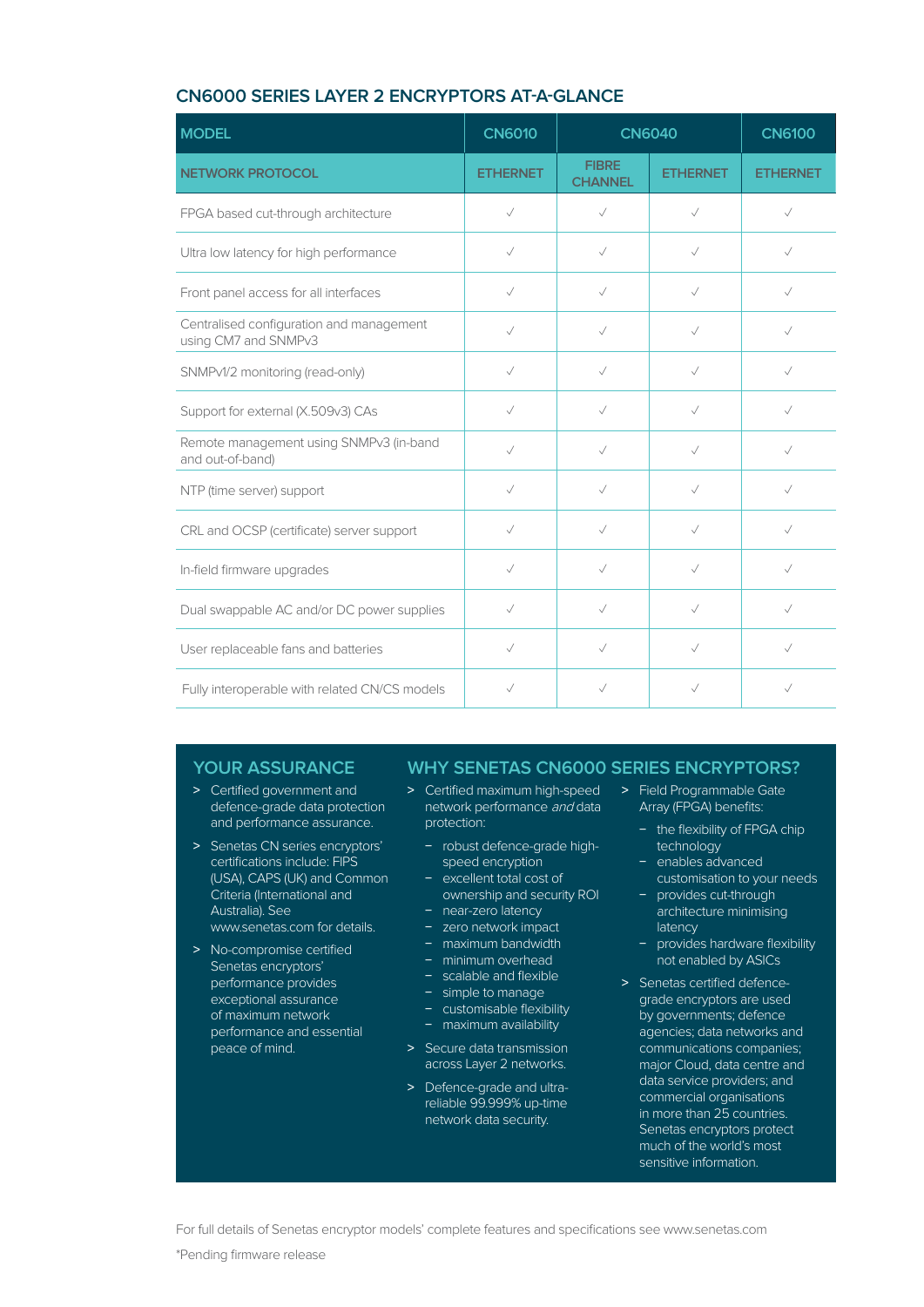## CN6000 SERIES LAYER 2 ENCRYPTORS AT-A-GLANCE

| MODEL | CN6010 | CN6040 | | CN6100 |
|---|---|---|---|---|
| NETWORK PROTOCOL | ETHERNET | FIBRE CHANNEL | ETHERNET | ETHERNET |
| FPGA based cut-through architecture | ✓ | ✓ | ✓ | ✓ |
| Ultra low latency for high performance | ✓ | ✓ | ✓ | ✓ |
| Front panel access for all interfaces | ✓ | ✓ | ✓ | ✓ |
| Centralised configuration and management using CM7 and SNMPv3 | ✓ | ✓ | ✓ | ✓ |
| SNMPv1/2 monitoring (read-only) | ✓ | ✓ | ✓ | ✓ |
| Support for external (X.509v3) CAs | ✓ | ✓ | ✓ | ✓ |
| Remote management using SNMPv3 (in-band and out-of-band) | ✓ | ✓ | ✓ | ✓ |
| NTP (time server) support | ✓ | ✓ | ✓ | ✓ |
| CRL and OCSP (certificate) server support | ✓ | ✓ | ✓ | ✓ |
| In-field firmware upgrades | ✓ | ✓ | ✓ | ✓ |
| Dual swappable AC and/or DC power supplies | ✓ | ✓ | ✓ | ✓ |
| User replaceable fans and batteries | ✓ | ✓ | ✓ | ✓ |
| Fully interoperable with related CN/CS models | ✓ | ✓ | ✓ | ✓ |

### YOUR ASSURANCE

- Certified government and defence-grade data protection and performance assurance.
- Senetas CN series encryptors' certifications include: FIPS (USA), CAPS (UK) and Common Criteria (International and Australia). See www.senetas.com for details.
- No-compromise certified Senetas encryptors' performance provides exceptional assurance of maximum network performance and essential peace of mind.

### WHY SENETAS CN6000 SERIES ENCRYPTORS?

- Certified maximum high-speed network performance *and* data protection:
  - robust defence-grade high-speed encryption
  - excellent total cost of ownership and security ROI
  - near-zero latency
  - zero network impact
  - maximum bandwidth
  - minimum overhead
  - scalable and flexible
  - simple to manage
  - customisable flexibility
  - maximum availability
- Secure data transmission across Layer 2 networks.
- Defence-grade and ultra-reliable 99.999% up-time network data security.
- Field Programmable Gate Array (FPGA) benefits:
  - the flexibility of FPGA chip technology
  - enables advanced customisation to your needs
  - provides cut-through architecture minimising latency
  - provides hardware flexibility not enabled by ASICs
- Senetas certified defence-grade encryptors are used by governments; defence agencies; data networks and communications companies; major Cloud, data centre and data service providers; and commercial organisations in more than 25 countries. Senetas encryptors protect much of the world's most sensitive information.

For full details of Senetas encryptor models' complete features and specifications see www.senetas.com

*Pending firmware release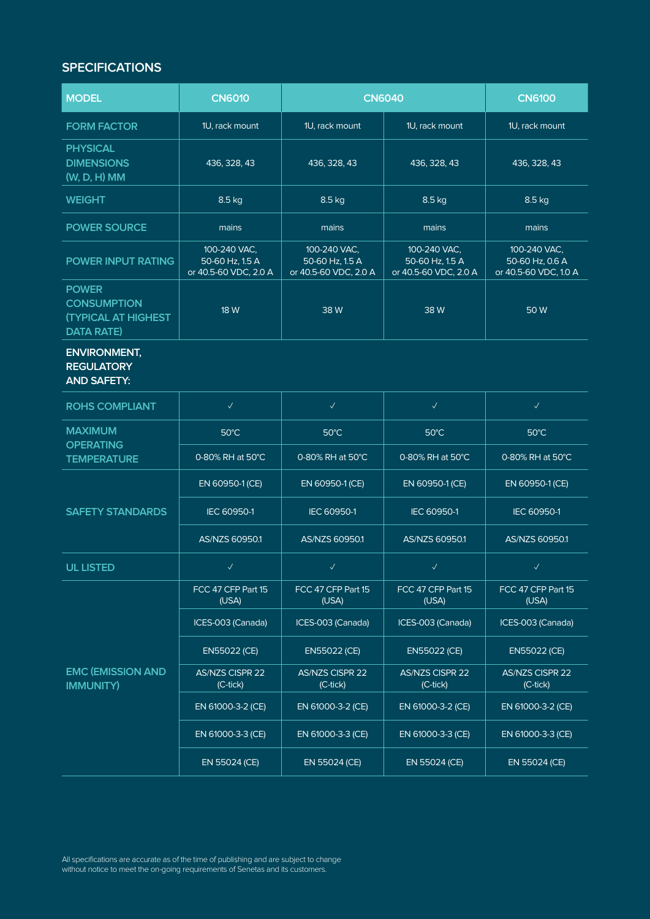## SPECIFICATIONS

| MODEL | CN6010 | CN6040 | | CN6100 |
|---|---|---|---|---|
| FORM FACTOR | 1U, rack mount | 1U, rack mount | 1U, rack mount | 1U, rack mount |
| PHYSICAL DIMENSIONS (W, D, H) MM | 436, 328, 43 | 436, 328, 43 | 436, 328, 43 | 436, 328, 43 |
| WEIGHT | 8.5 kg | 8.5 kg | 8.5 kg | 8.5 kg |
| POWER SOURCE | mains | mains | mains | mains |
| POWER INPUT RATING | 100-240 VAC, 50-60 Hz, 1.5 A or 40.5-60 VDC, 2.0 A | 100-240 VAC, 50-60 Hz, 1.5 A or 40.5-60 VDC, 2.0 A | 100-240 VAC, 50-60 Hz, 1.5 A or 40.5-60 VDC, 2.0 A | 100-240 VAC, 50-60 Hz, 0.6 A or 40.5-60 VDC, 1.0 A |
| POWER CONSUMPTION (TYPICAL AT HIGHEST DATA RATE) | 18 W | 38 W | 38 W | 50 W |
| **ENVIRONMENT, REGULATORY AND SAFETY:** | | | | |
| ROHS COMPLIANT | ✓ | ✓ | ✓ | ✓ |
| MAXIMUM OPERATING TEMPERATURE | 50°C | 50°C | 50°C | 50°C |
| | 0-80% RH at 50°C | 0-80% RH at 50°C | 0-80% RH at 50°C | 0-80% RH at 50°C |
| SAFETY STANDARDS | EN 60950-1 (CE) | EN 60950-1 (CE) | EN 60950-1 (CE) | EN 60950-1 (CE) |
| | IEC 60950-1 | IEC 60950-1 | IEC 60950-1 | IEC 60950-1 |
| | AS/NZS 60950.1 | AS/NZS 60950.1 | AS/NZS 60950.1 | AS/NZS 60950.1 |
| UL LISTED | ✓ | ✓ | ✓ | ✓ |
| EMC (EMISSION AND IMMUNITY) | FCC 47 CFP Part 15 (USA) | FCC 47 CFP Part 15 (USA) | FCC 47 CFP Part 15 (USA) | FCC 47 CFP Part 15 (USA) |
| | ICES-003 (Canada) | ICES-003 (Canada) | ICES-003 (Canada) | ICES-003 (Canada) |
| | EN55022 (CE) | EN55022 (CE) | EN55022 (CE) | EN55022 (CE) |
| | AS/NZS CISPR 22 (C-tick) | AS/NZS CISPR 22 (C-tick) | AS/NZS CISPR 22 (C-tick) | AS/NZS CISPR 22 (C-tick) |
| | EN 61000-3-2 (CE) | EN 61000-3-2 (CE) | EN 61000-3-2 (CE) | EN 61000-3-2 (CE) |
| | EN 61000-3-3 (CE) | EN 61000-3-3 (CE) | EN 61000-3-3 (CE) | EN 61000-3-3 (CE) |
| | EN 55024 (CE) | EN 55024 (CE) | EN 55024 (CE) | EN 55024 (CE) |

All specifications are accurate as of the time of publishing and are subject to change without notice to meet the on-going requirements of Senetas and its customers.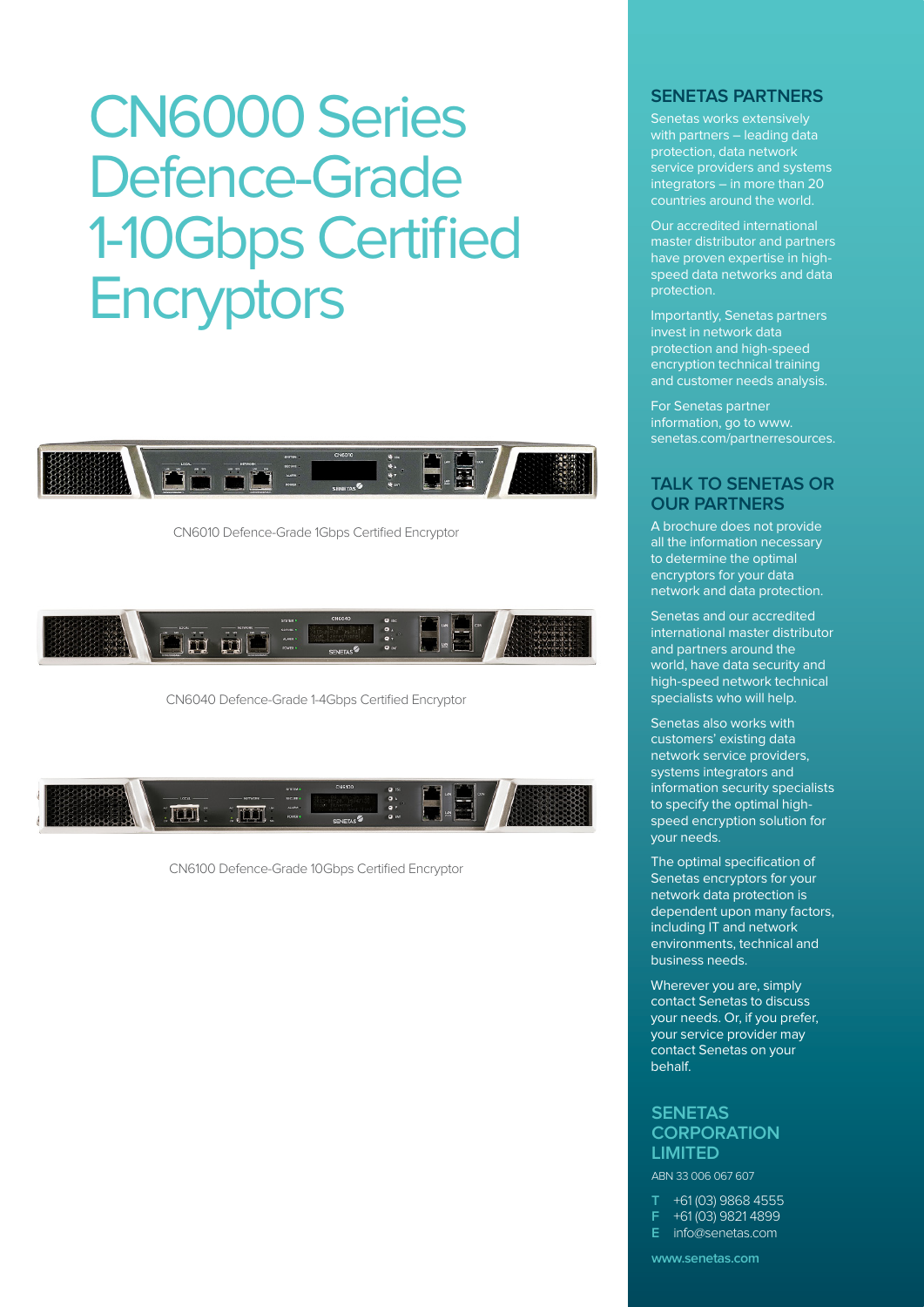# CN6000 Series Defence-Grade 1-10Gbps Certified Encryptors

CN6010 Defence-Grade 1Gbps Certified Encryptor

CN6040 Defence-Grade 1-4Gbps Certified Encryptor

CN6100 Defence-Grade 10Gbps Certified Encryptor

## SENETAS PARTNERS

Senetas works extensively with partners – leading data protection, data network service providers and systems integrators – in more than 20 countries around the world.

Our accredited international master distributor and partners have proven expertise in high-speed data networks and data protection.

Importantly, Senetas partners invest in network data protection and high-speed encryption technical training and customer needs analysis.

For Senetas partner information, go to www.senetas.com/partnerresources.

## TALK TO SENETAS OR OUR PARTNERS

A brochure does not provide all the information necessary to determine the optimal encryptors for your data network and data protection.

Senetas and our accredited international master distributor and partners around the world, have data security and high-speed network technical specialists who will help.

Senetas also works with customers' existing data network service providers, systems integrators and information security specialists to specify the optimal high-speed encryption solution for your needs.

The optimal specification of Senetas encryptors for your network data protection is dependent upon many factors, including IT and network environments, technical and business needs.

Wherever you are, simply contact Senetas to discuss your needs. Or, if you prefer, your service provider may contact Senetas on your behalf.

## SENETAS CORPORATION LIMITED

ABN 33 006 067 607

T +61 (03) 9868 4555
F +61 (03) 9821 4899
E info@senetas.com

www.senetas.com